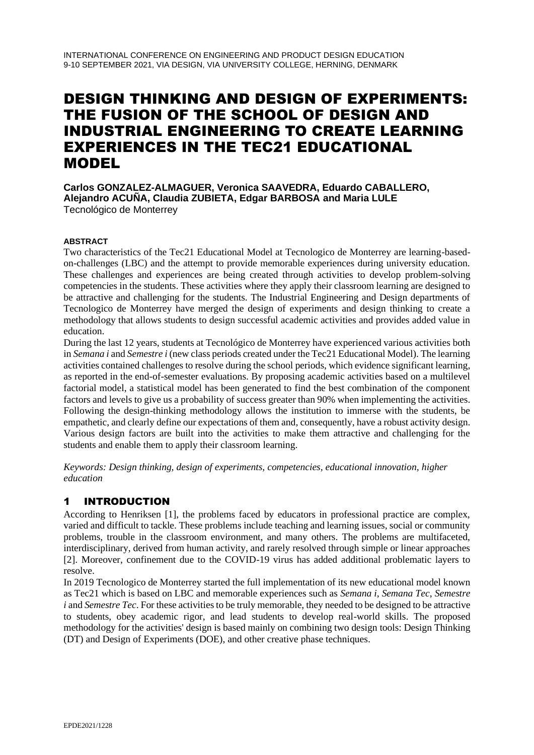# DESIGN THINKING AND DESIGN OF EXPERIMENTS: THE FUSION OF THE SCHOOL OF DESIGN AND INDUSTRIAL ENGINEERING TO CREATE LEARNING EXPERIENCES IN THE TEC21 EDUCATIONAL MODEL

**Carlos GONZALEZ-ALMAGUER, Veronica SAAVEDRA, Eduardo CABALLERO, Alejandro ACUÑA, Claudia ZUBIETA, Edgar BARBOSA and Maria LULE**
Tecnológico de Monterrey

**ABSTRACT**

Two characteristics of the Tec21 Educational Model at Tecnologico de Monterrey are learning-based-on-challenges (LBC) and the attempt to provide memorable experiences during university education. These challenges and experiences are being created through activities to develop problem-solving competencies in the students. These activities where they apply their classroom learning are designed to be attractive and challenging for the students. The Industrial Engineering and Design departments of Tecnologico de Monterrey have merged the design of experiments and design thinking to create a methodology that allows students to design successful academic activities and provides added value in education.

During the last 12 years, students at Tecnológico de Monterrey have experienced various activities both in *Semana i* and *Semestre i* (new class periods created under the Tec21 Educational Model). The learning activities contained challenges to resolve during the school periods, which evidence significant learning, as reported in the end-of-semester evaluations. By proposing academic activities based on a multilevel factorial model, a statistical model has been generated to find the best combination of the component factors and levels to give us a probability of success greater than 90% when implementing the activities. Following the design-thinking methodology allows the institution to immerse with the students, be empathetic, and clearly define our expectations of them and, consequently, have a robust activity design. Various design factors are built into the activities to make them attractive and challenging for the students and enable them to apply their classroom learning.

*Keywords: Design thinking, design of experiments, competencies, educational innovation, higher education*

## 1 INTRODUCTION

According to Henriksen [1], the problems faced by educators in professional practice are complex, varied and difficult to tackle. These problems include teaching and learning issues, social or community problems, trouble in the classroom environment, and many others. The problems are multifaceted, interdisciplinary, derived from human activity, and rarely resolved through simple or linear approaches [2]. Moreover, confinement due to the COVID-19 virus has added additional problematic layers to resolve.

In 2019 Tecnologico de Monterrey started the full implementation of its new educational model known as Tec21 which is based on LBC and memorable experiences such as *Semana i*, *Semana Tec*, *Semestre i* and *Semestre Tec*. For these activities to be truly memorable, they needed to be designed to be attractive to students, obey academic rigor, and lead students to develop real-world skills. The proposed methodology for the activities' design is based mainly on combining two design tools: Design Thinking (DT) and Design of Experiments (DOE), and other creative phase techniques.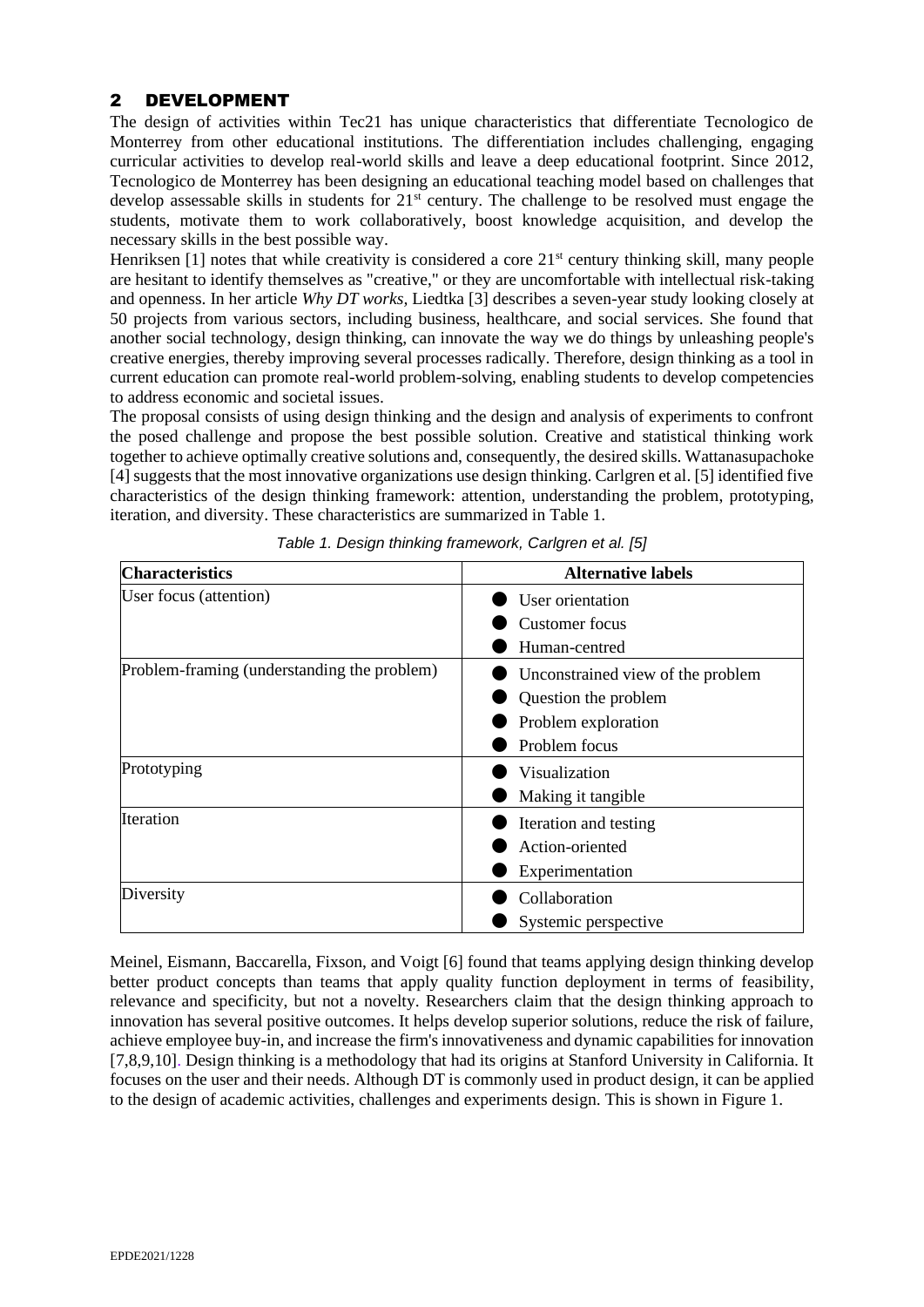## 2 DEVELOPMENT

The design of activities within Tec21 has unique characteristics that differentiate Tecnologico de Monterrey from other educational institutions. The differentiation includes challenging, engaging curricular activities to develop real-world skills and leave a deep educational footprint. Since 2012, Tecnologico de Monterrey has been designing an educational teaching model based on challenges that develop assessable skills in students for 21[st] century. The challenge to be resolved must engage the students, motivate them to work collaboratively, boost knowledge acquisition, and develop the necessary skills in the best possible way.

Henriksen [1] notes that while creativity is considered a core 21[st] century thinking skill, many people are hesitant to identify themselves as "creative," or they are uncomfortable with intellectual risk-taking and openness. In her article *Why DT works*, Liedtka [3] describes a seven-year study looking closely at 50 projects from various sectors, including business, healthcare, and social services. She found that another social technology, design thinking, can innovate the way we do things by unleashing people's creative energies, thereby improving several processes radically. Therefore, design thinking as a tool in current education can promote real-world problem-solving, enabling students to develop competencies to address economic and societal issues.

The proposal consists of using design thinking and the design and analysis of experiments to confront the posed challenge and propose the best possible solution. Creative and statistical thinking work together to achieve optimally creative solutions and, consequently, the desired skills. Wattanasupachoke [4] suggests that the most innovative organizations use design thinking. Carlgren et al. [5] identified five characteristics of the design thinking framework: attention, understanding the problem, prototyping, iteration, and diversity. These characteristics are summarized in Table 1.

*Table 1. Design thinking framework, Carlgren et al. [5]*

| Characteristics | Alternative labels |
|---|---|
| User focus (attention) | ● User orientation<br>● Customer focus<br>● Human-centred |
| Problem-framing (understanding the problem) | ● Unconstrained view of the problem<br>● Question the problem<br>● Problem exploration<br>● Problem focus |
| Prototyping | ● Visualization<br>● Making it tangible |
| Iteration | ● Iteration and testing<br>● Action-oriented<br>● Experimentation |
| Diversity | ● Collaboration<br>● Systemic perspective |

Meinel, Eismann, Baccarella, Fixson, and Voigt [6] found that teams applying design thinking develop better product concepts than teams that apply quality function deployment in terms of feasibility, relevance and specificity, but not a novelty. Researchers claim that the design thinking approach to innovation has several positive outcomes. It helps develop superior solutions, reduce the risk of failure, achieve employee buy-in, and increase the firm's innovativeness and dynamic capabilities for innovation [7,8,9,10]. Design thinking is a methodology that had its origins at Stanford University in California. It focuses on the user and their needs. Although DT is commonly used in product design, it can be applied to the design of academic activities, challenges and experiments design. This is shown in Figure 1.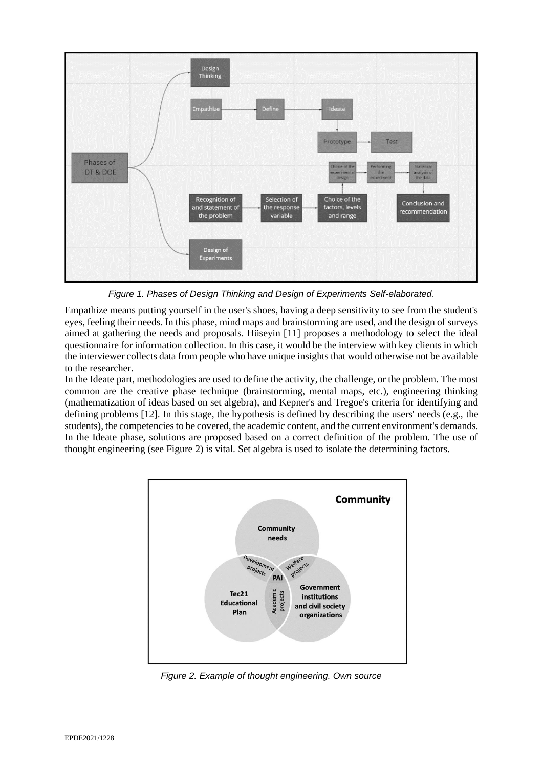*Figure 1. Phases of Design Thinking and Design of Experiments Self-elaborated.*

Empathize means putting yourself in the user's shoes, having a deep sensitivity to see from the student's eyes, feeling their needs. In this phase, mind maps and brainstorming are used, and the design of surveys aimed at gathering the needs and proposals. Hüseyin [11] proposes a methodology to select the ideal questionnaire for information collection. In this case, it would be the interview with key clients in which the interviewer collects data from people who have unique insights that would otherwise not be available to the researcher.

In the Ideate part, methodologies are used to define the activity, the challenge, or the problem. The most common are the creative phase technique (brainstorming, mental maps, etc.), engineering thinking (mathematization of ideas based on set algebra), and Kepner's and Tregoe's criteria for identifying and defining problems [12]. In this stage, the hypothesis is defined by describing the users' needs (e.g., the students), the competencies to be covered, the academic content, and the current environment's demands. In the Ideate phase, solutions are proposed based on a correct definition of the problem. The use of thought engineering (see Figure 2) is vital. Set algebra is used to isolate the determining factors.

*Figure 2. Example of thought engineering. Own source*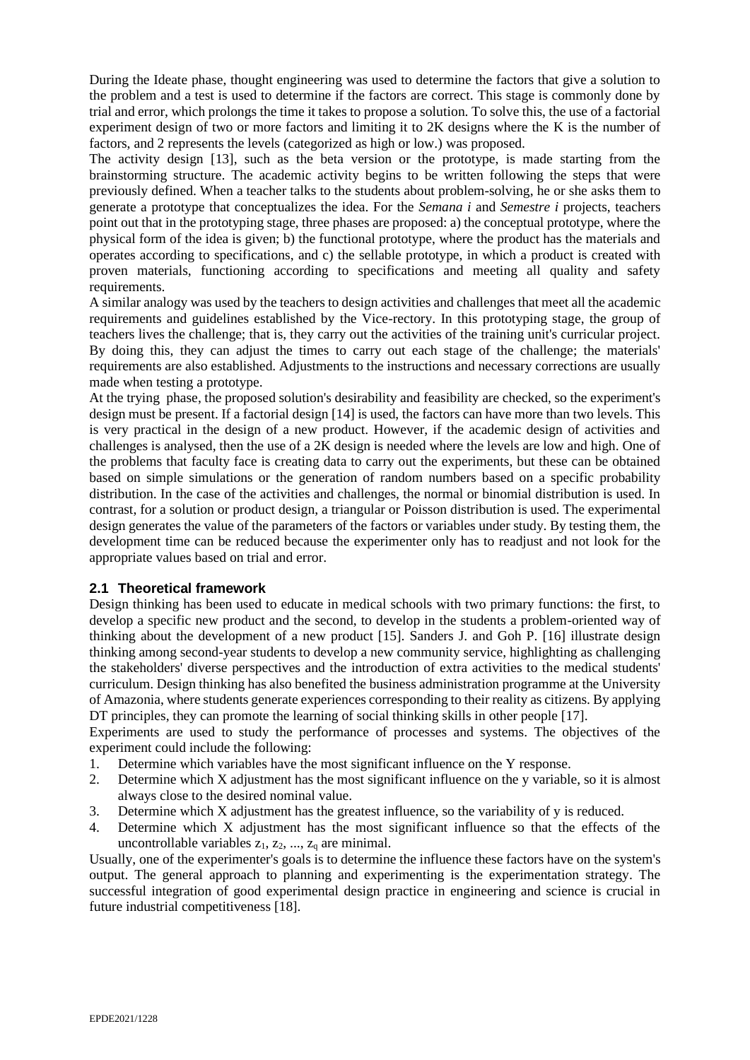During the Ideate phase, thought engineering was used to determine the factors that give a solution to the problem and a test is used to determine if the factors are correct. This stage is commonly done by trial and error, which prolongs the time it takes to propose a solution. To solve this, the use of a factorial experiment design of two or more factors and limiting it to 2K designs where the K is the number of factors, and 2 represents the levels (categorized as high or low.) was proposed.

The activity design [13], such as the beta version or the prototype, is made starting from the brainstorming structure. The academic activity begins to be written following the steps that were previously defined. When a teacher talks to the students about problem-solving, he or she asks them to generate a prototype that conceptualizes the idea. For the *Semana i* and *Semestre i* projects, teachers point out that in the prototyping stage, three phases are proposed: a) the conceptual prototype, where the physical form of the idea is given; b) the functional prototype, where the product has the materials and operates according to specifications, and c) the sellable prototype, in which a product is created with proven materials, functioning according to specifications and meeting all quality and safety requirements.

A similar analogy was used by the teachers to design activities and challenges that meet all the academic requirements and guidelines established by the Vice-rectory. In this prototyping stage, the group of teachers lives the challenge; that is, they carry out the activities of the training unit's curricular project. By doing this, they can adjust the times to carry out each stage of the challenge; the materials' requirements are also established. Adjustments to the instructions and necessary corrections are usually made when testing a prototype.

At the trying phase, the proposed solution's desirability and feasibility are checked, so the experiment's design must be present. If a factorial design [14] is used, the factors can have more than two levels. This is very practical in the design of a new product. However, if the academic design of activities and challenges is analysed, then the use of a 2K design is needed where the levels are low and high. One of the problems that faculty face is creating data to carry out the experiments, but these can be obtained based on simple simulations or the generation of random numbers based on a specific probability distribution. In the case of the activities and challenges, the normal or binomial distribution is used. In contrast, for a solution or product design, a triangular or Poisson distribution is used. The experimental design generates the value of the parameters of the factors or variables under study. By testing them, the development time can be reduced because the experimenter only has to readjust and not look for the appropriate values based on trial and error.

## 2.1 Theoretical framework

Design thinking has been used to educate in medical schools with two primary functions: the first, to develop a specific new product and the second, to develop in the students a problem-oriented way of thinking about the development of a new product [15]. Sanders J. and Goh P. [16] illustrate design thinking among second-year students to develop a new community service, highlighting as challenging the stakeholders' diverse perspectives and the introduction of extra activities to the medical students' curriculum. Design thinking has also benefited the business administration programme at the University of Amazonia, where students generate experiences corresponding to their reality as citizens. By applying DT principles, they can promote the learning of social thinking skills in other people [17].

Experiments are used to study the performance of processes and systems. The objectives of the experiment could include the following:

1. Determine which variables have the most significant influence on the Y response.
2. Determine which X adjustment has the most significant influence on the y variable, so it is almost always close to the desired nominal value.
3. Determine which X adjustment has the greatest influence, so the variability of y is reduced.
4. Determine which X adjustment has the most significant influence so that the effects of the uncontrollable variables $z_1, z_2, ..., z_q$ are minimal.

Usually, one of the experimenter's goals is to determine the influence these factors have on the system's output. The general approach to planning and experimenting is the experimentation strategy. The successful integration of good experimental design practice in engineering and science is crucial in future industrial competitiveness [18].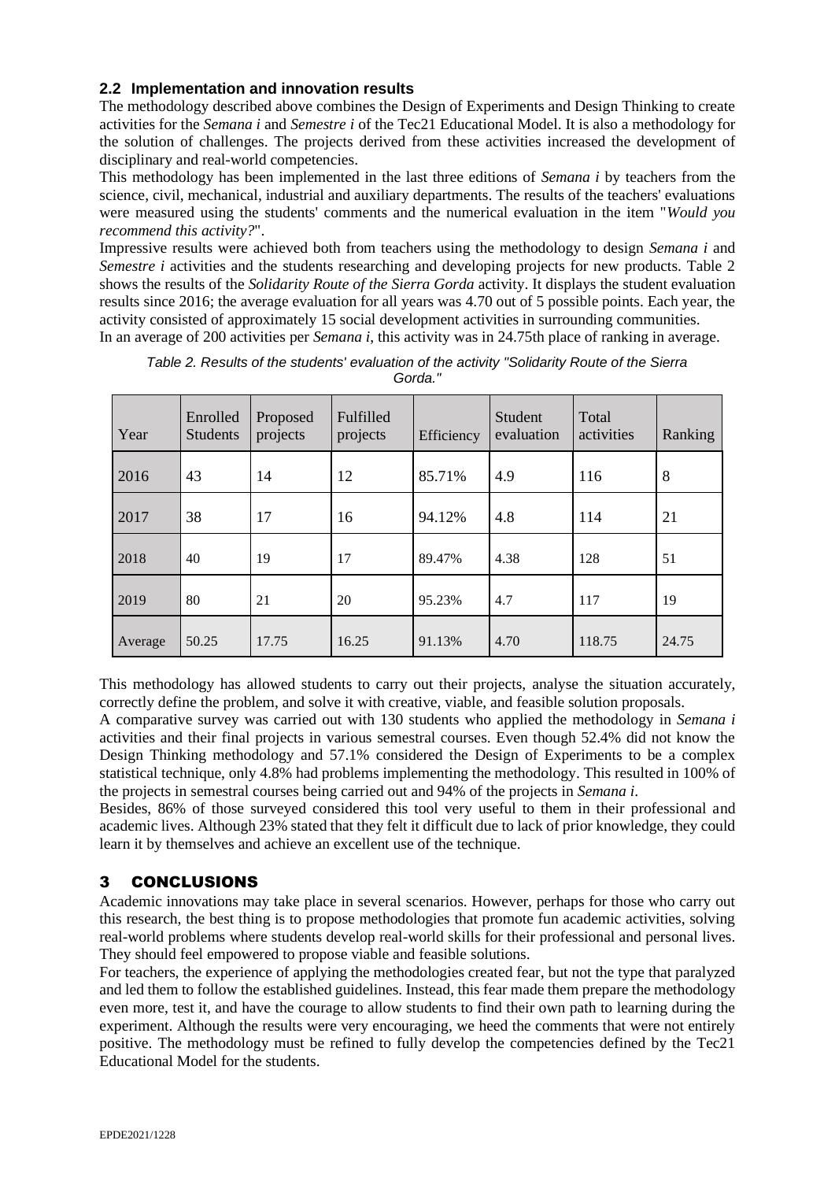### 2.2 Implementation and innovation results

The methodology described above combines the Design of Experiments and Design Thinking to create activities for the *Semana i* and *Semestre i* of the Tec21 Educational Model. It is also a methodology for the solution of challenges. The projects derived from these activities increased the development of disciplinary and real-world competencies.

This methodology has been implemented in the last three editions of *Semana i* by teachers from the science, civil, mechanical, industrial and auxiliary departments. The results of the teachers' evaluations were measured using the students' comments and the numerical evaluation in the item "*Would you recommend this activity?*".

Impressive results were achieved both from teachers using the methodology to design *Semana i* and *Semestre i* activities and the students researching and developing projects for new products. Table 2 shows the results of the *Solidarity Route of the Sierra Gorda* activity. It displays the student evaluation results since 2016; the average evaluation for all years was 4.70 out of 5 possible points. Each year, the activity consisted of approximately 15 social development activities in surrounding communities.

In an average of 200 activities per *Semana i*, this activity was in 24.75th place of ranking in average.

*Table 2. Results of the students' evaluation of the activity "Solidarity Route of the Sierra Gorda."*

| Year | Enrolled Students | Proposed projects | Fulfilled projects | Efficiency | Student evaluation | Total activities | Ranking |
|---|---|---|---|---|---|---|---|
| 2016 | 43 | 14 | 12 | 85.71% | 4.9 | 116 | 8 |
| 2017 | 38 | 17 | 16 | 94.12% | 4.8 | 114 | 21 |
| 2018 | 40 | 19 | 17 | 89.47% | 4.38 | 128 | 51 |
| 2019 | 80 | 21 | 20 | 95.23% | 4.7 | 117 | 19 |
| Average | 50.25 | 17.75 | 16.25 | 91.13% | 4.70 | 118.75 | 24.75 |

This methodology has allowed students to carry out their projects, analyse the situation accurately, correctly define the problem, and solve it with creative, viable, and feasible solution proposals.

A comparative survey was carried out with 130 students who applied the methodology in *Semana i* activities and their final projects in various semestral courses. Even though 52.4% did not know the Design Thinking methodology and 57.1% considered the Design of Experiments to be a complex statistical technique, only 4.8% had problems implementing the methodology. This resulted in 100% of the projects in semestral courses being carried out and 94% of the projects in *Semana i*.

Besides, 86% of those surveyed considered this tool very useful to them in their professional and academic lives. Although 23% stated that they felt it difficult due to lack of prior knowledge, they could learn it by themselves and achieve an excellent use of the technique.

## 3 CONCLUSIONS

Academic innovations may take place in several scenarios. However, perhaps for those who carry out this research, the best thing is to propose methodologies that promote fun academic activities, solving real-world problems where students develop real-world skills for their professional and personal lives. They should feel empowered to propose viable and feasible solutions.

For teachers, the experience of applying the methodologies created fear, but not the type that paralyzed and led them to follow the established guidelines. Instead, this fear made them prepare the methodology even more, test it, and have the courage to allow students to find their own path to learning during the experiment. Although the results were very encouraging, we heed the comments that were not entirely positive. The methodology must be refined to fully develop the competencies defined by the Tec21 Educational Model for the students.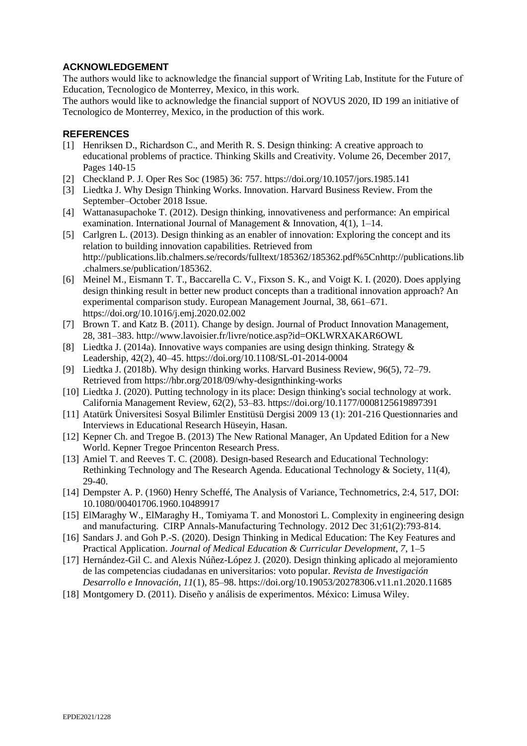## ACKNOWLEDGEMENT

The authors would like to acknowledge the financial support of Writing Lab, Institute for the Future of Education, Tecnologico de Monterrey, Mexico, in this work.

The authors would like to acknowledge the financial support of NOVUS 2020, ID 199 an initiative of Tecnologico de Monterrey, Mexico, in the production of this work.

## REFERENCES

[1] Henriksen D., Richardson C., and Merith R. S. Design thinking: A creative approach to educational problems of practice. Thinking Skills and Creativity. Volume 26, December 2017, Pages 140-15

[2] Checkland P. J. Oper Res Soc (1985) 36: 757. https://doi.org/10.1057/jors.1985.141

[3] Liedtka J. Why Design Thinking Works. Innovation. Harvard Business Review. From the September–October 2018 Issue.

[4] Wattanasupachoke T. (2012). Design thinking, innovativeness and performance: An empirical examination. International Journal of Management & Innovation, 4(1), 1–14.

[5] Carlgren L. (2013). Design thinking as an enabler of innovation: Exploring the concept and its relation to building innovation capabilities. Retrieved from http://publications.lib.chalmers.se/records/fulltext/185362/185362.pdf%5Cnhttp://publications.lib.chalmers.se/publication/185362.

[6] Meinel M., Eismann T. T., Baccarella C. V., Fixson S. K., and Voigt K. I. (2020). Does applying design thinking result in better new product concepts than a traditional innovation approach? An experimental comparison study. European Management Journal, 38, 661–671. https://doi.org/10.1016/j.emj.2020.02.002

[7] Brown T. and Katz B. (2011). Change by design. Journal of Product Innovation Management, 28, 381–383. http://www.lavoisier.fr/livre/notice.asp?id=OKLWRXAKAR6OWL

[8] Liedtka J. (2014a). Innovative ways companies are using design thinking. Strategy & Leadership, 42(2), 40–45. https://doi.org/10.1108/SL-01-2014-0004

[9] Liedtka J. (2018b). Why design thinking works. Harvard Business Review, 96(5), 72–79. Retrieved from https://hbr.org/2018/09/why-designthinking-works

[10] Liedtka J. (2020). Putting technology in its place: Design thinking's social technology at work. California Management Review, 62(2), 53–83. https://doi.org/10.1177/0008125619897391

[11] Atatürk Üniversitesi Sosyal Bilimler Enstitüsü Dergisi 2009 13 (1): 201-216 Questionnaries and Interviews in Educational Research Hüseyin, Hasan.

[12] Kepner Ch. and Tregoe B. (2013) The New Rational Manager, An Updated Edition for a New World. Kepner Tregoe Princenton Research Press.

[13] Amiel T. and Reeves T. C. (2008). Design-based Research and Educational Technology: Rethinking Technology and The Research Agenda. Educational Technology & Society, 11(4), 29-40.

[14] Dempster A. P. (1960) Henry Scheffé, The Analysis of Variance, Technometrics, 2:4, 517, DOI: 10.1080/00401706.1960.10489917

[15] ElMaraghy W., ElMaraghy H., Tomiyama T. and Monostori L. Complexity in engineering design and manufacturing. CIRP Annals-Manufacturing Technology. 2012 Dec 31;61(2):793-814.

[16] Sandars J. and Goh P.-S. (2020). Design Thinking in Medical Education: The Key Features and Practical Application. *Journal of Medical Education & Curricular Development*, *7*, 1–5

[17] Hernández-Gil C. and Alexis Núñez-López J. (2020). Design thinking aplicado al mejoramiento de las competencias ciudadanas en universitarios: voto popular. *Revista de Investigación Desarrollo e Innovación*, *11*(1), 85–98. https://doi.org/10.19053/20278306.v11.n1.2020.11685

[18] Montgomery D. (2011). Diseño y análisis de experimentos. México: Limusa Wiley.